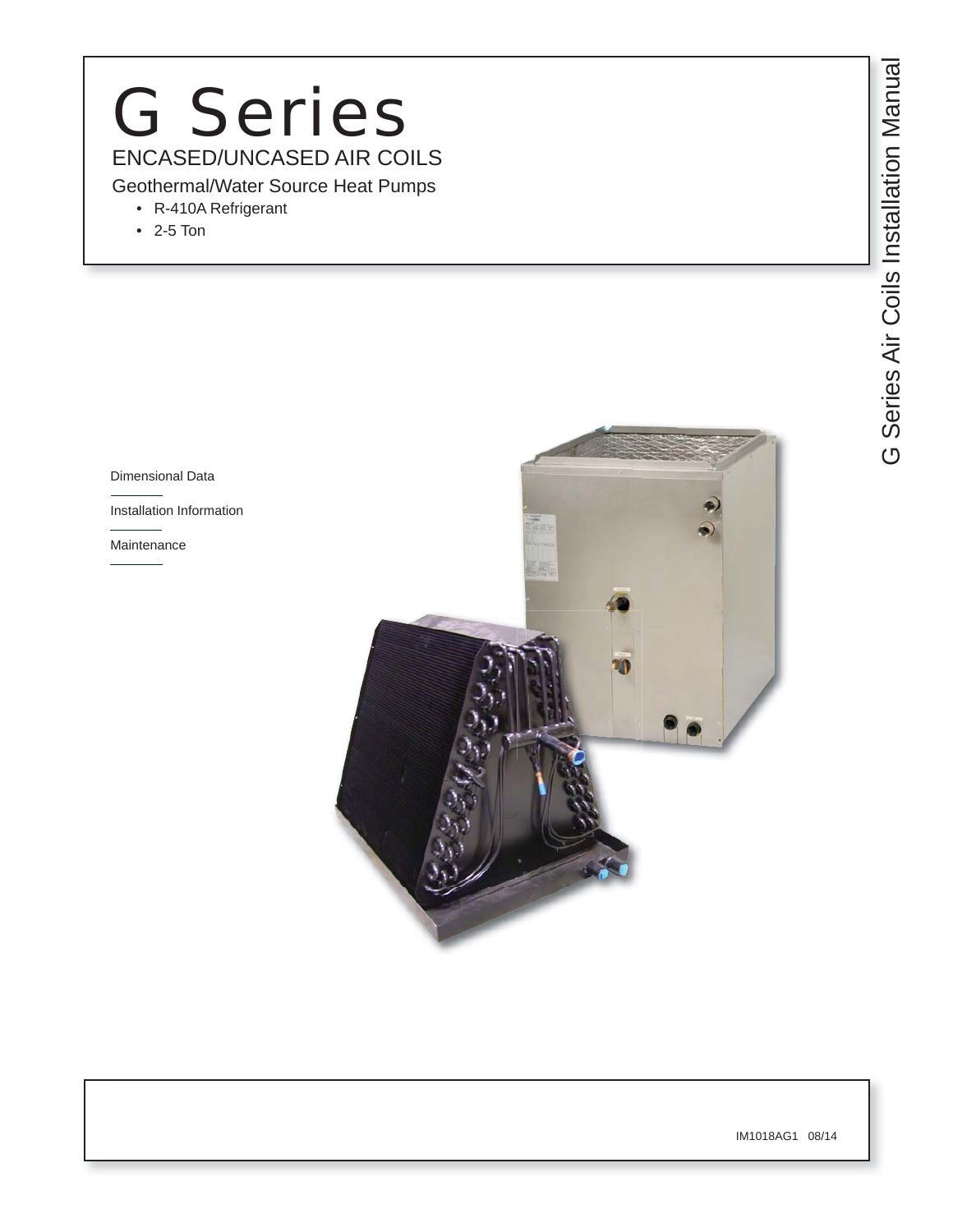# G Series

## ENCASED/UNCASED AIR COILS

Geothermal/Water Source Heat Pumps

- R-410A Refrigerant
- 2-5 Ton

G Series Air Coils Installation Manual

Dimensional Data

Installation Information

Maintenance

IM1018AG1 08/14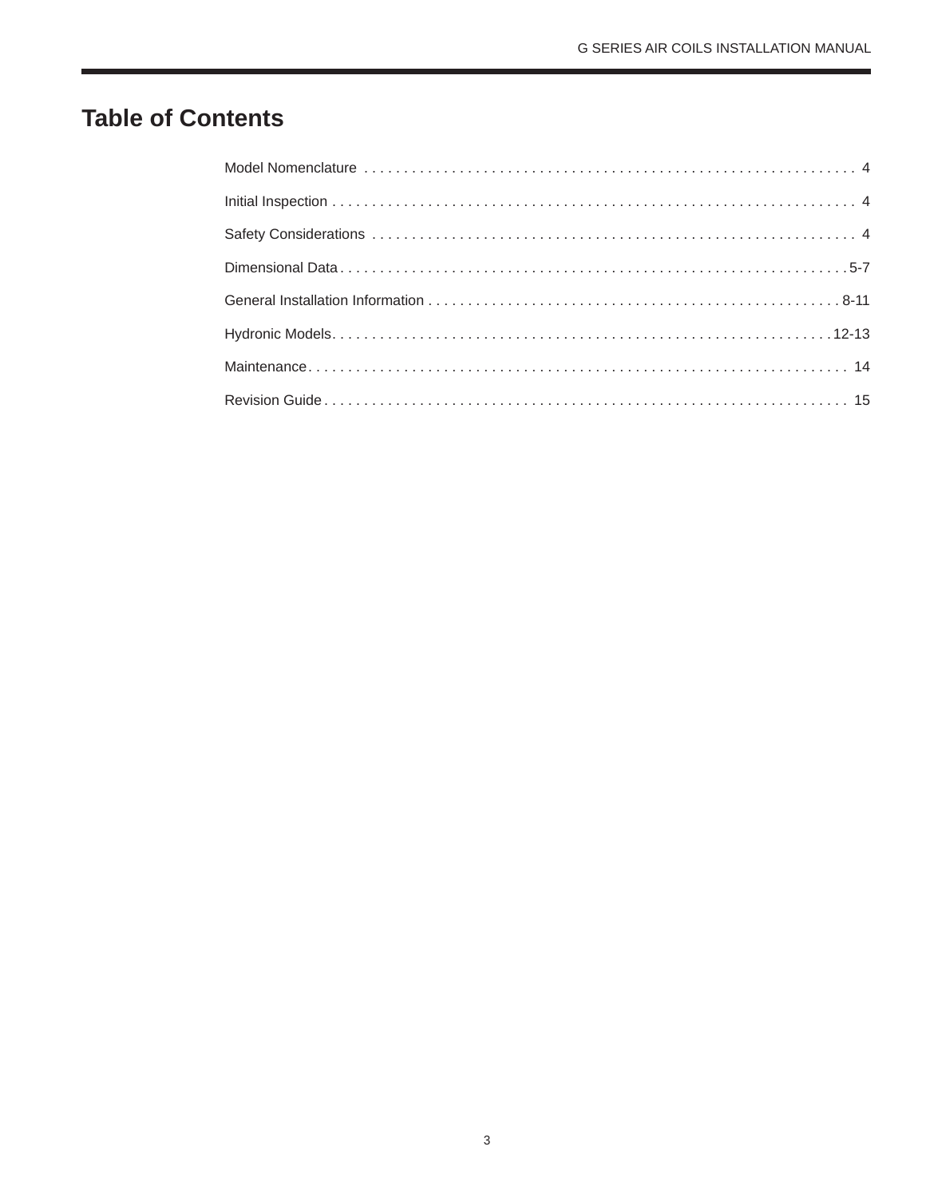# Table of Contents

| Section | Page |
|---|---|
| Model Nomenclature | 4 |
| Initial Inspection | 4 |
| Safety Considerations | 4 |
| Dimensional Data | 5-7 |
| General Installation Information | 8-11 |
| Hydronic Models | 12-13 |
| Maintenance | 14 |
| Revision Guide | 15 |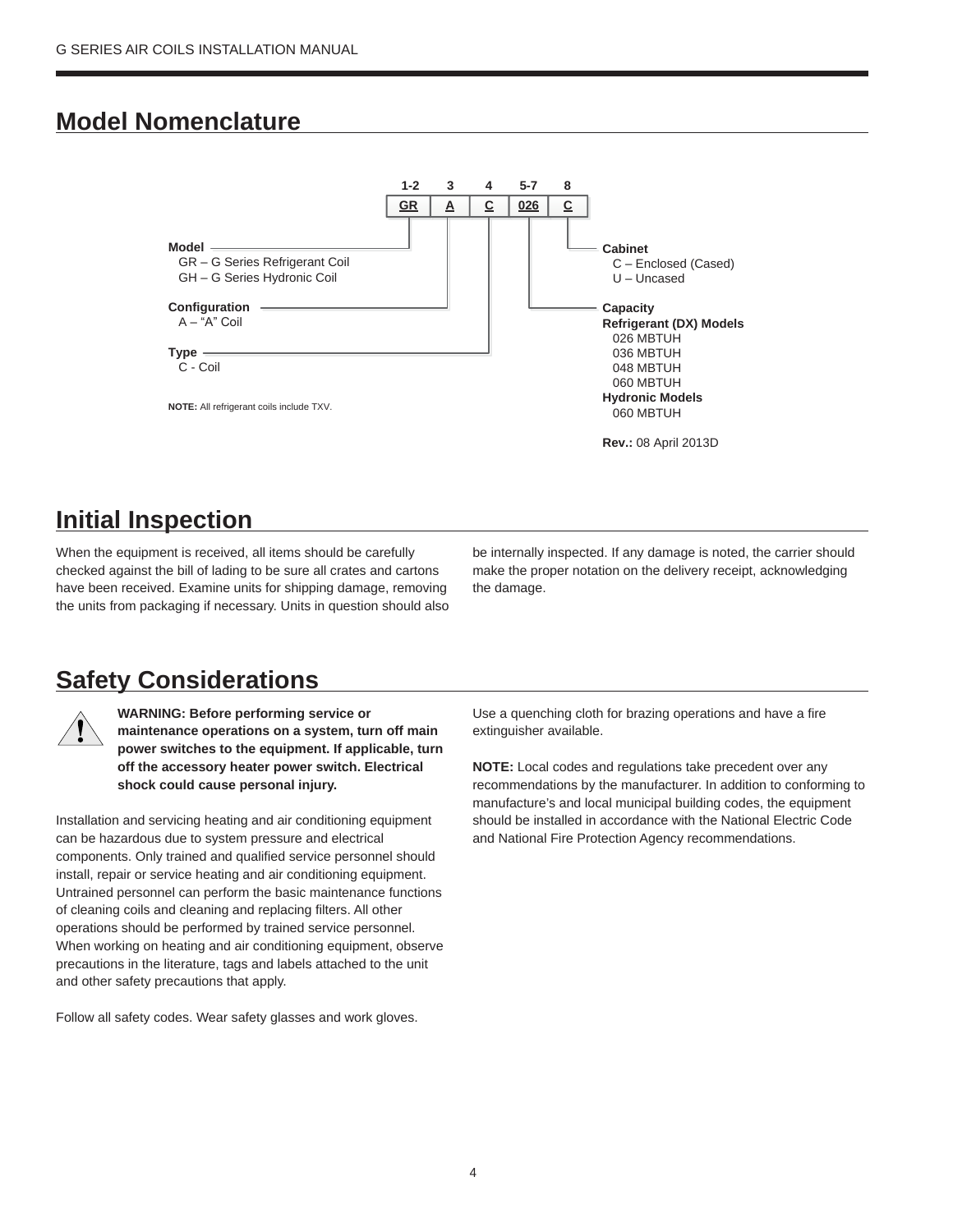## Model Nomenclature

| 1-2 | 3 | 4 | 5-7 | 8 |
|---|---|---|---|---|
| GR | A | C | 026 | C |

**Model**
- GR – G Series Refrigerant Coil
- GH – G Series Hydronic Coil

**Configuration**
- A – "A" Coil

**Type**
- C - Coil

**Capacity**

**Refrigerant (DX) Models**
- 026 MBTUH
- 036 MBTUH
- 048 MBTUH
- 060 MBTUH

**Hydronic Models**
- 060 MBTUH

**Cabinet**
- C – Enclosed (Cased)
- U – Uncased

**NOTE:** All refrigerant coils include TXV.

**Rev.:** 08 April 2013D

## Initial Inspection

When the equipment is received, all items should be carefully checked against the bill of lading to be sure all crates and cartons have been received. Examine units for shipping damage, removing the units from packaging if necessary. Units in question should also be internally inspected. If any damage is noted, the carrier should make the proper notation on the delivery receipt, acknowledging the damage.

## Safety Considerations

**WARNING: Before performing service or maintenance operations on a system, turn off main power switches to the equipment. If applicable, turn off the accessory heater power switch. Electrical shock could cause personal injury.**

Installation and servicing heating and air conditioning equipment can be hazardous due to system pressure and electrical components. Only trained and qualified service personnel should install, repair or service heating and air conditioning equipment. Untrained personnel can perform the basic maintenance functions of cleaning coils and cleaning and replacing filters. All other operations should be performed by trained service personnel. When working on heating and air conditioning equipment, observe precautions in the literature, tags and labels attached to the unit and other safety precautions that apply.

Follow all safety codes. Wear safety glasses and work gloves.

Use a quenching cloth for brazing operations and have a fire extinguisher available.

**NOTE:** Local codes and regulations take precedent over any recommendations by the manufacturer. In addition to conforming to manufacture's and local municipal building codes, the equipment should be installed in accordance with the National Electric Code and National Fire Protection Agency recommendations.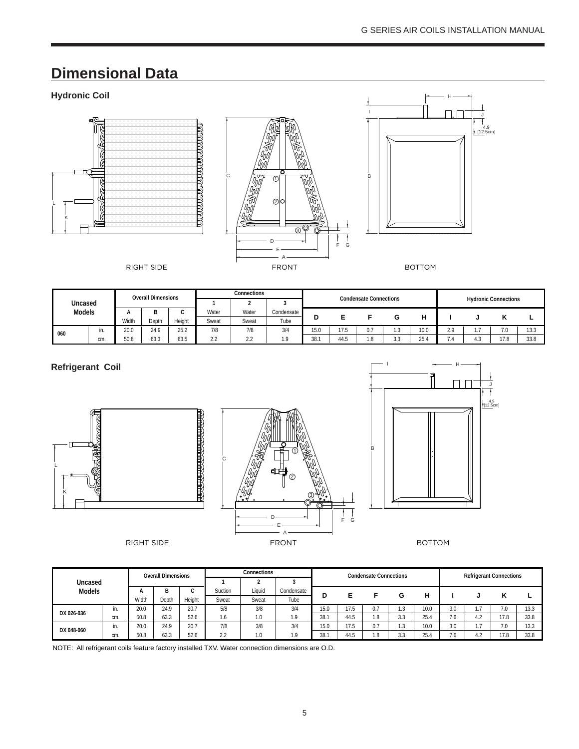# Dimensional Data

### Hydronic Coil

RIGHT SIDE FRONT BOTTOM

| Uncased Models | | Overall Dimensions | | | Connections | | | Condensate Connections | | | | | Hydronic Connections | | | |
|---|---|---|---|---|---|---|---|---|---|---|---|---|---|---|---|---|
| | | A | B | C | 1 | 2 | 3 | D | E | F | G | H | I | J | K | L |
| | | Width | Depth | Height | Water Sweat | Water Sweat | Condensate Tube | | | | | | | | | |
| 060 | in. | 20.0 | 24.9 | 25.2 | 7/8 | 7/8 | 3/4 | 15.0 | 17.5 | 0.7 | 1.3 | 10.0 | 2.9 | 1.7 | 7.0 | 13.3 |
| | cm. | 50.8 | 63.3 | 63.5 | 2.2 | 2.2 | 1.9 | 38.1 | 44.5 | 1.8 | 3.3 | 25.4 | 7.4 | 4.3 | 17.8 | 33.8 |

### Refrigerant Coil

RIGHT SIDE FRONT BOTTOM

| Uncased Models | | Overall Dimensions | | | Connections | | | Condensate Connections | | | | | Refrigerant Connections | | | |
|---|---|---|---|---|---|---|---|---|---|---|---|---|---|---|---|---|
| | | A | B | C | 1 | 2 | 3 | D | E | F | G | H | I | J | K | L |
| | | Width | Depth | Height | Suction Sweat | Liquid Sweat | Condensate Tube | | | | | | | | | |
| DX 026-036 | in. | 20.0 | 24.9 | 20.7 | 5/8 | 3/8 | 3/4 | 15.0 | 17.5 | 0.7 | 1.3 | 10.0 | 3.0 | 1.7 | 7.0 | 13.3 |
| | cm. | 50.8 | 63.3 | 52.6 | 1.6 | 1.0 | 1.9 | 38.1 | 44.5 | 1.8 | 3.3 | 25.4 | 7.6 | 4.2 | 17.8 | 33.8 |
| DX 048-060 | in. | 20.0 | 24.9 | 20.7 | 7/8 | 3/8 | 3/4 | 15.0 | 17.5 | 0.7 | 1.3 | 10.0 | 3.0 | 1.7 | 7.0 | 13.3 |
| | cm. | 50.8 | 63.3 | 52.6 | 2.2 | 1.0 | 1.9 | 38.1 | 44.5 | 1.8 | 3.3 | 25.4 | 7.6 | 4.2 | 17.8 | 33.8 |

NOTE: All refrigerant coils feature factory installed TXV. Water connection dimensions are O.D.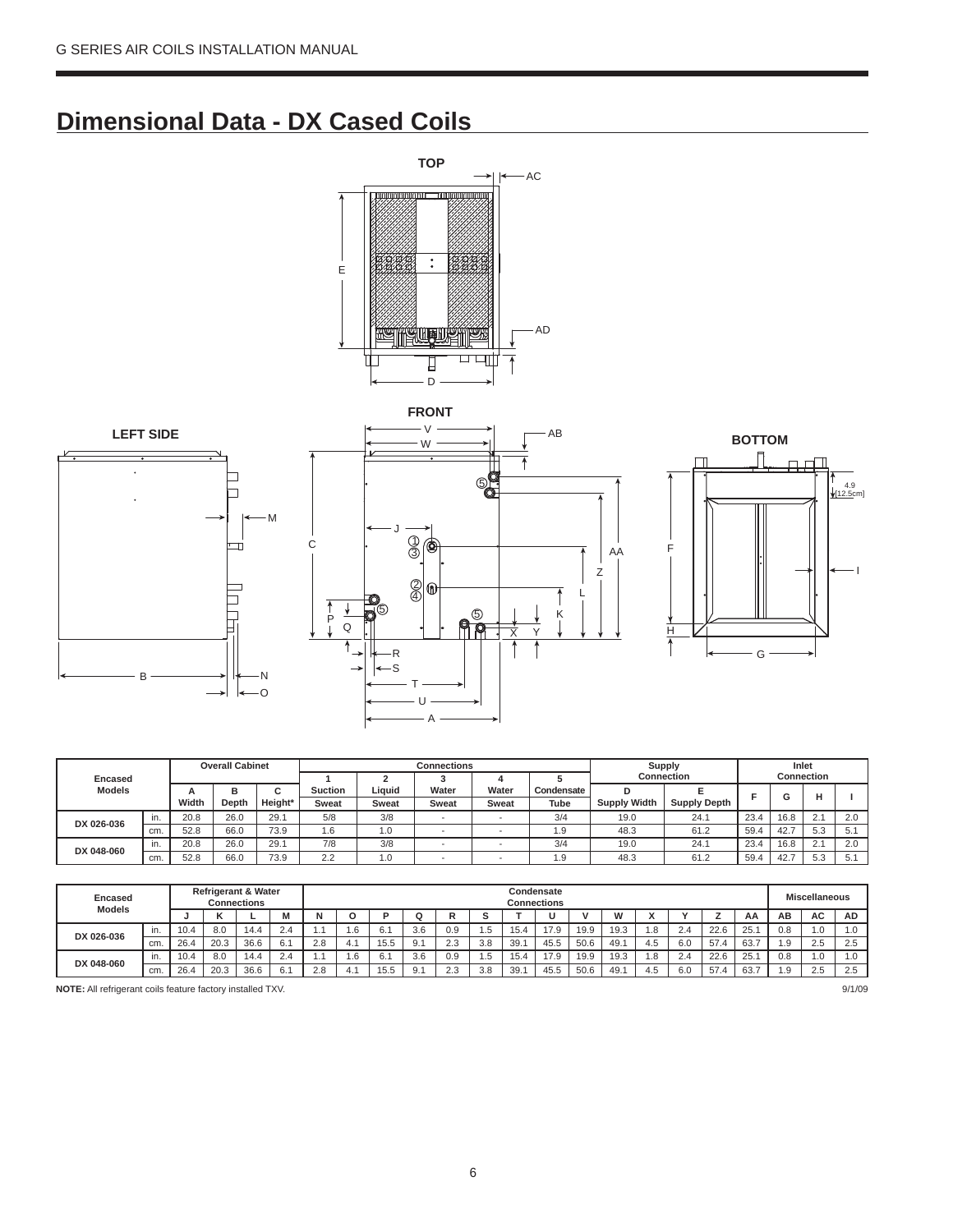# Dimensional Data - DX Cased Coils

| Encased Models | | Overall Cabinet | | | Connections | | | | | Supply Connection | | Inlet Connection | | | |
|---|---|---|---|---|---|---|---|---|---|---|---|---|---|---|---|
| | | A Width | B Depth | C Height* | 1 Suction Sweat | 2 Liquid Sweat | 3 Water Sweat | 4 Water Sweat | 5 Condensate Tube | D Supply Width | E Supply Depth | F | G | H | I |
| DX 026-036 | in. | 20.8 | 26.0 | 29.1 | 5/8 | 3/8 | - | - | 3/4 | 19.0 | 24.1 | 23.4 | 16.8 | 2.1 | 2.0 |
| | cm. | 52.8 | 66.0 | 73.9 | 1.6 | 1.0 | - | - | 1.9 | 48.3 | 61.2 | 59.4 | 42.7 | 5.3 | 5.1 |
| DX 048-060 | in. | 20.8 | 26.0 | 29.1 | 7/8 | 3/8 | - | - | 3/4 | 19.0 | 24.1 | 23.4 | 16.8 | 2.1 | 2.0 |
| | cm. | 52.8 | 66.0 | 73.9 | 2.2 | 1.0 | - | - | 1.9 | 48.3 | 61.2 | 59.4 | 42.7 | 5.3 | 5.1 |

| Encased Models | | Refrigerant & Water Connections | | | | Condensate Connections | | | | | | | | | | | | | | Miscellaneous | | |
|---|---|---|---|---|---|---|---|---|---|---|---|---|---|---|---|---|---|---|---|---|---|---|
| | | J | K | L | M | N | O | P | Q | R | S | T | U | V | W | X | Y | Z | AA | AB | AC | AD |
| DX 026-036 | in. | 10.4 | 8.0 | 14.4 | 2.4 | 1.1 | 1.6 | 6.1 | 3.6 | 0.9 | 1.5 | 15.4 | 17.9 | 19.9 | 19.3 | 1.8 | 2.4 | 22.6 | 25.1 | 0.8 | 1.0 | 1.0 |
| | cm. | 26.4 | 20.3 | 36.6 | 6.1 | 2.8 | 4.1 | 15.5 | 9.1 | 2.3 | 3.8 | 39.1 | 45.5 | 50.6 | 49.1 | 4.5 | 6.0 | 57.4 | 63.7 | 1.9 | 2.5 | 2.5 |
| DX 048-060 | in. | 10.4 | 8.0 | 14.4 | 2.4 | 1.1 | 1.6 | 6.1 | 3.6 | 0.9 | 1.5 | 15.4 | 17.9 | 19.9 | 19.3 | 1.8 | 2.4 | 22.6 | 25.1 | 0.8 | 1.0 | 1.0 |
| | cm. | 26.4 | 20.3 | 36.6 | 6.1 | 2.8 | 4.1 | 15.5 | 9.1 | 2.3 | 3.8 | 39.1 | 45.5 | 50.6 | 49.1 | 4.5 | 6.0 | 57.4 | 63.7 | 1.9 | 2.5 | 2.5 |

**NOTE:** All refrigerant coils feature factory installed TXV.

9/1/09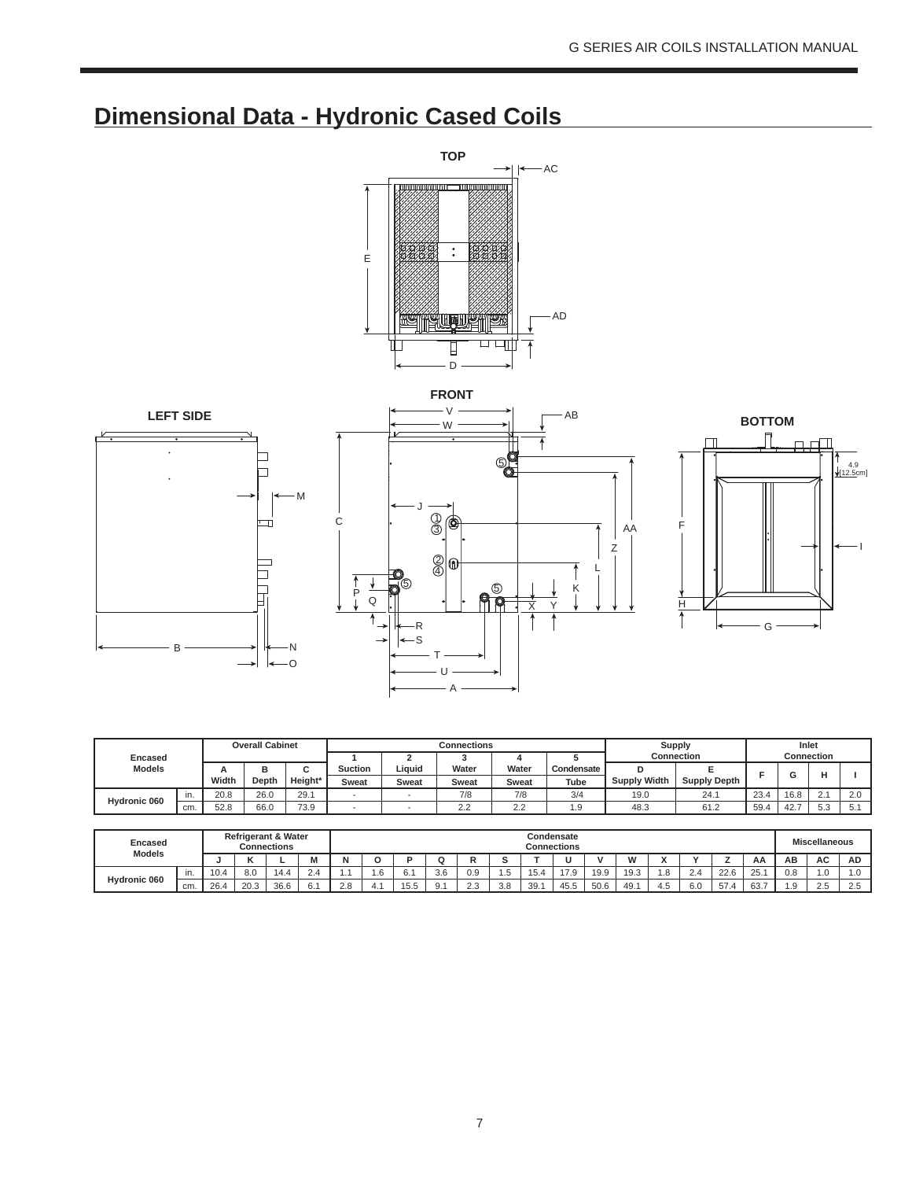# Dimensional Data - Hydronic Cased Coils

TOP

FRONT

LEFT SIDE

BOTTOM

4.9 [12.5cm]

| Encased Models | | Overall Cabinet | | | Connections | | | | | Supply Connection | | Inlet Connection | | | |
|---|---|---|---|---|---|---|---|---|---|---|---|---|---|---|---|
| | | A | B | C | 1 | 2 | 3 | 4 | 5 | D | E | F | G | H | I |
| | | Width | Depth | Height* | Suction Sweat | Liquid Sweat | Water Sweat | Water Sweat | Condensate Tube | Supply Width | Supply Depth | | | | |
| Hydronic 060 | in. | 20.8 | 26.0 | 29.1 | - | - | 7/8 | 7/8 | 3/4 | 19.0 | 24.1 | 23.4 | 16.8 | 2.1 | 2.0 |
| | cm. | 52.8 | 66.0 | 73.9 | - | - | 2.2 | 2.2 | 1.9 | 48.3 | 61.2 | 59.4 | 42.7 | 5.3 | 5.1 |

| Encased Models | | Refrigerant & Water Connections | | | | Condensate Connections | | | | | | | | | | | | | | Miscellaneous | | |
|---|---|---|---|---|---|---|---|---|---|---|---|---|---|---|---|---|---|---|---|---|---|---|
| | | J | K | L | M | N | O | P | Q | R | S | T | U | V | W | X | Y | Z | AA | AB | AC | AD |
| Hydronic 060 | in. | 10.4 | 8.0 | 14.4 | 2.4 | 1.1 | 1.6 | 6.1 | 3.6 | 0.9 | 1.5 | 15.4 | 17.9 | 19.9 | 19.3 | 1.8 | 2.4 | 22.6 | 25.1 | 0.8 | 1.0 | 1.0 |
| | cm. | 26.4 | 20.3 | 36.6 | 6.1 | 2.8 | 4.1 | 15.5 | 9.1 | 2.3 | 3.8 | 39.1 | 45.5 | 50.6 | 49.1 | 4.5 | 6.0 | 57.4 | 63.7 | 1.9 | 2.5 | 2.5 |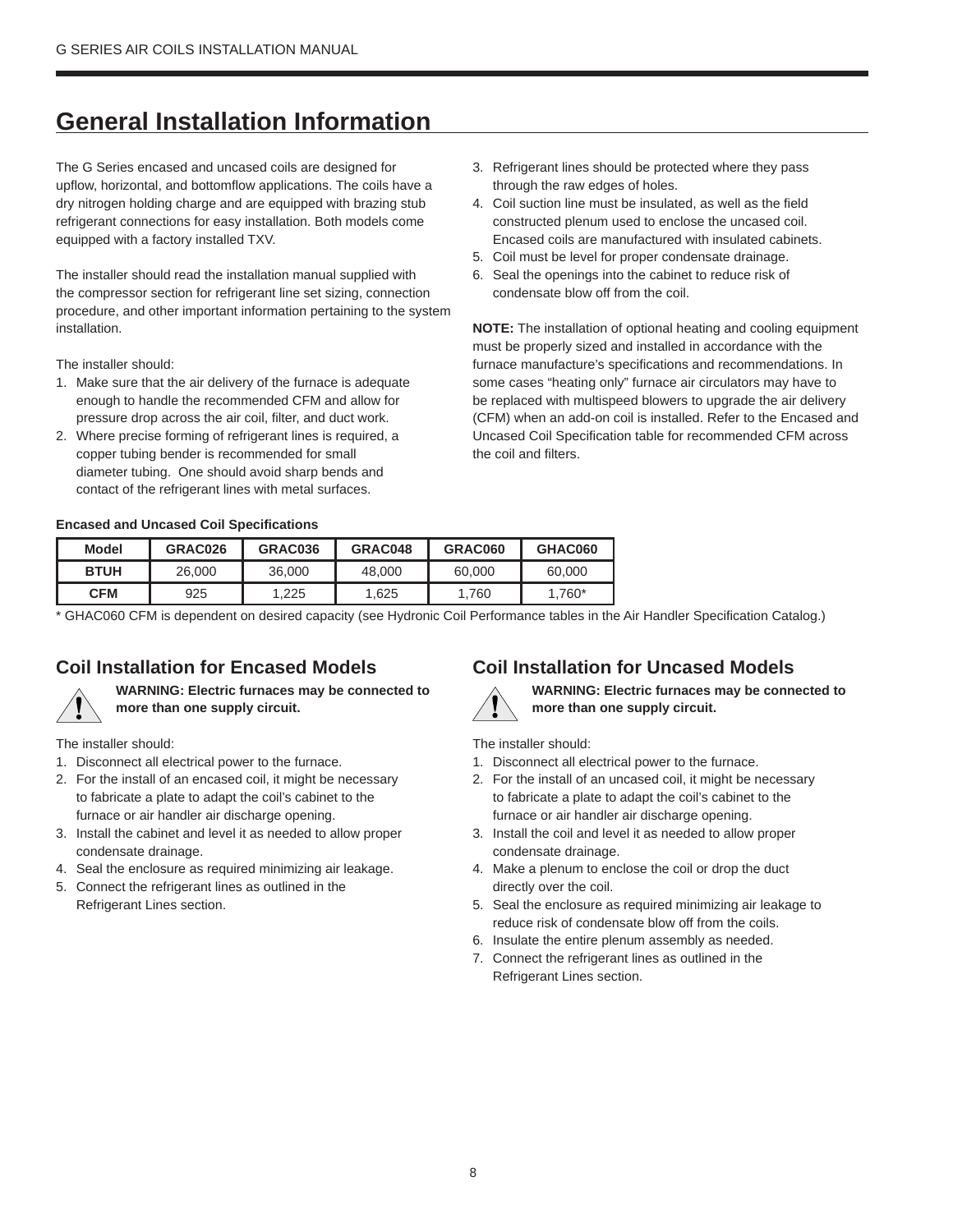# General Installation Information

The G Series encased and uncased coils are designed for upflow, horizontal, and bottomflow applications. The coils have a dry nitrogen holding charge and are equipped with brazing stub refrigerant connections for easy installation. Both models come equipped with a factory installed TXV.

The installer should read the installation manual supplied with the compressor section for refrigerant line set sizing, connection procedure, and other important information pertaining to the system installation.

The installer should:

1. Make sure that the air delivery of the furnace is adequate enough to handle the recommended CFM and allow for pressure drop across the air coil, filter, and duct work.
2. Where precise forming of refrigerant lines is required, a copper tubing bender is recommended for small diameter tubing. One should avoid sharp bends and contact of the refrigerant lines with metal surfaces.
3. Refrigerant lines should be protected where they pass through the raw edges of holes.
4. Coil suction line must be insulated, as well as the field constructed plenum used to enclose the uncased coil. Encased coils are manufactured with insulated cabinets.
5. Coil must be level for proper condensate drainage.
6. Seal the openings into the cabinet to reduce risk of condensate blow off from the coil.

**NOTE:** The installation of optional heating and cooling equipment must be properly sized and installed in accordance with the furnace manufacture's specifications and recommendations. In some cases "heating only" furnace air circulators may have to be replaced with multispeed blowers to upgrade the air delivery (CFM) when an add-on coil is installed. Refer to the Encased and Uncased Coil Specification table for recommended CFM across the coil and filters.

**Encased and Uncased Coil Specifications**

| Model | GRAC026 | GRAC036 | GRAC048 | GRAC060 | GHAC060 |
|---|---|---|---|---|---|
| BTUH | 26,000 | 36,000 | 48,000 | 60,000 | 60,000 |
| CFM | 925 | 1,225 | 1,625 | 1,760 | 1,760* |

* GHAC060 CFM is dependent on desired capacity (see Hydronic Coil Performance tables in the Air Handler Specification Catalog.)

## Coil Installation for Encased Models

**WARNING: Electric furnaces may be connected to more than one supply circuit.**

The installer should:

1. Disconnect all electrical power to the furnace.
2. For the install of an encased coil, it might be necessary to fabricate a plate to adapt the coil's cabinet to the furnace or air handler air discharge opening.
3. Install the cabinet and level it as needed to allow proper condensate drainage.
4. Seal the enclosure as required minimizing air leakage.
5. Connect the refrigerant lines as outlined in the Refrigerant Lines section.

## Coil Installation for Uncased Models

**WARNING: Electric furnaces may be connected to more than one supply circuit.**

The installer should:

1. Disconnect all electrical power to the furnace.
2. For the install of an uncased coil, it might be necessary to fabricate a plate to adapt the coil's cabinet to the furnace or air handler air discharge opening.
3. Install the coil and level it as needed to allow proper condensate drainage.
4. Make a plenum to enclose the coil or drop the duct directly over the coil.
5. Seal the enclosure as required minimizing air leakage to reduce risk of condensate blow off from the coils.
6. Insulate the entire plenum assembly as needed.
7. Connect the refrigerant lines as outlined in the Refrigerant Lines section.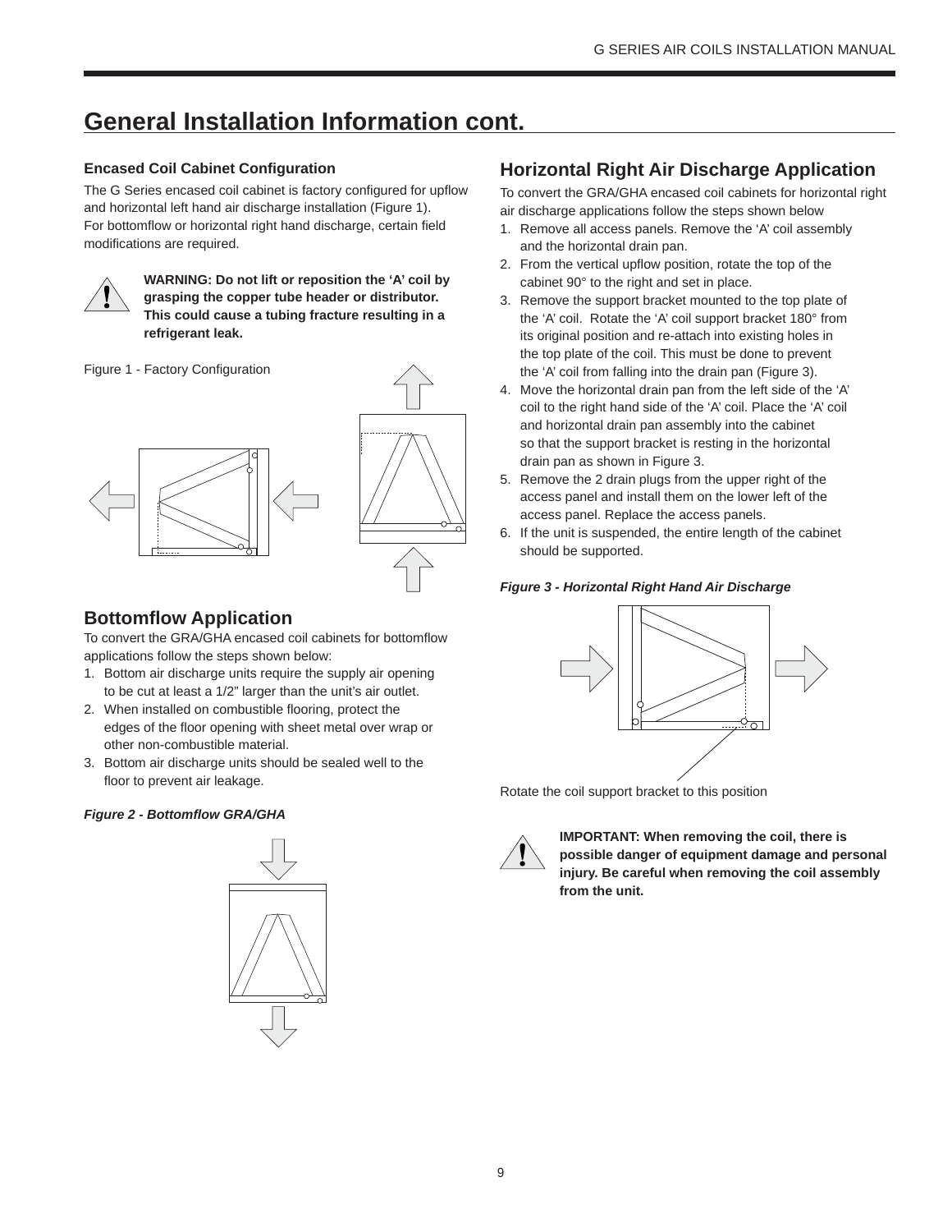# General Installation Information cont.

### Encased Coil Cabinet Configuration

The G Series encased coil cabinet is factory configured for upflow and horizontal left hand air discharge installation (Figure 1). For bottomflow or horizontal right hand discharge, certain field modifications are required.

**WARNING: Do not lift or reposition the 'A' coil by grasping the copper tube header or distributor. This could cause a tubing fracture resulting in a refrigerant leak.**

Figure 1 - Factory Configuration

## Bottomflow Application

To convert the GRA/GHA encased coil cabinets for bottomflow applications follow the steps shown below:

1. Bottom air discharge units require the supply air opening to be cut at least a 1/2" larger than the unit's air outlet.
2. When installed on combustible flooring, protect the edges of the floor opening with sheet metal over wrap or other non-combustible material.
3. Bottom air discharge units should be sealed well to the floor to prevent air leakage.

***Figure 2 - Bottomflow GRA/GHA***

## Horizontal Right Air Discharge Application

To convert the GRA/GHA encased coil cabinets for horizontal right air discharge applications follow the steps shown below

1. Remove all access panels. Remove the 'A' coil assembly and the horizontal drain pan.
2. From the vertical upflow position, rotate the top of the cabinet 90° to the right and set in place.
3. Remove the support bracket mounted to the top plate of the 'A' coil. Rotate the 'A' coil support bracket 180° from its original position and re-attach into existing holes in the top plate of the coil. This must be done to prevent the 'A' coil from falling into the drain pan (Figure 3).
4. Move the horizontal drain pan from the left side of the 'A' coil to the right hand side of the 'A' coil. Place the 'A' coil and horizontal drain pan assembly into the cabinet so that the support bracket is resting in the horizontal drain pan as shown in Figure 3.
5. Remove the 2 drain plugs from the upper right of the access panel and install them on the lower left of the access panel. Replace the access panels.
6. If the unit is suspended, the entire length of the cabinet should be supported.

***Figure 3 - Horizontal Right Hand Air Discharge***

Rotate the coil support bracket to this position

**IMPORTANT: When removing the coil, there is possible danger of equipment damage and personal injury. Be careful when removing the coil assembly from the unit.**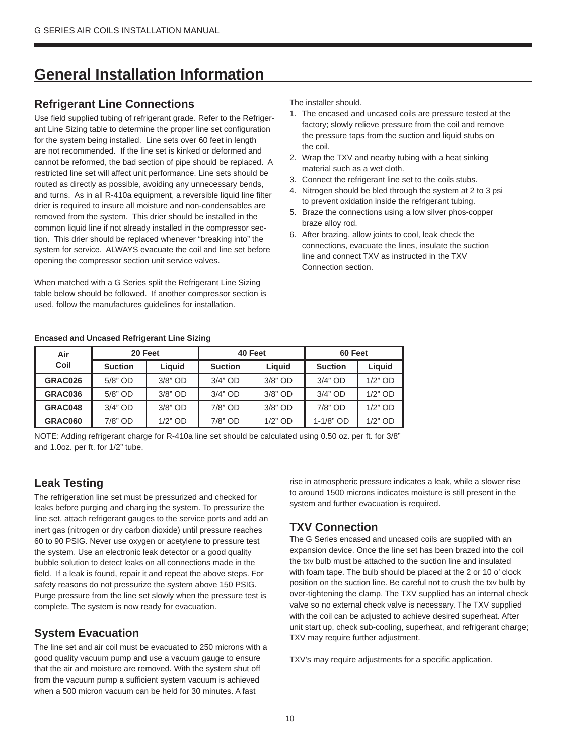# General Installation Information

## Refrigerant Line Connections

Use field supplied tubing of refrigerant grade. Refer to the Refrigerant Line Sizing table to determine the proper line set configuration for the system being installed. Line sets over 60 feet in length are not recommended. If the line set is kinked or deformed and cannot be reformed, the bad section of pipe should be replaced. A restricted line set will affect unit performance. Line sets should be routed as directly as possible, avoiding any unnecessary bends, and turns. As in all R-410a equipment, a reversible liquid line filter drier is required to insure all moisture and non-condensables are removed from the system. This drier should be installed in the common liquid line if not already installed in the compressor section. This drier should be replaced whenever "breaking into" the system for service. ALWAYS evacuate the coil and line set before opening the compressor section unit service valves.

When matched with a G Series split the Refrigerant Line Sizing table below should be followed. If another compressor section is used, follow the manufactures guidelines for installation.

The installer should.

1. The encased and uncased coils are pressure tested at the factory; slowly relieve pressure from the coil and remove the pressure taps from the suction and liquid stubs on the coil.
2. Wrap the TXV and nearby tubing with a heat sinking material such as a wet cloth.
3. Connect the refrigerant line set to the coils stubs.
4. Nitrogen should be bled through the system at 2 to 3 psi to prevent oxidation inside the refrigerant tubing.
5. Braze the connections using a low silver phos-copper braze alloy rod.
6. After brazing, allow joints to cool, leak check the connections, evacuate the lines, insulate the suction line and connect TXV as instructed in the TXV Connection section.

**Encased and Uncased Refrigerant Line Sizing**

| Air Coil | 20 Feet | | 40 Feet | | 60 Feet | |
|---|---|---|---|---|---|---|
| | Suction | Liquid | Suction | Liquid | Suction | Liquid |
| **GRAC026** | 5/8" OD | 3/8" OD | 3/4" OD | 3/8" OD | 3/4" OD | 1/2" OD |
| **GRAC036** | 5/8" OD | 3/8" OD | 3/4" OD | 3/8" OD | 3/4" OD | 1/2" OD |
| **GRAC048** | 3/4" OD | 3/8" OD | 7/8" OD | 3/8" OD | 7/8" OD | 1/2" OD |
| **GRAC060** | 7/8" OD | 1/2" OD | 7/8" OD | 1/2" OD | 1-1/8" OD | 1/2" OD |

NOTE: Adding refrigerant charge for R-410a line set should be calculated using 0.50 oz. per ft. for 3/8" and 1.0oz. per ft. for 1/2" tube.

## Leak Testing

The refrigeration line set must be pressurized and checked for leaks before purging and charging the system. To pressurize the line set, attach refrigerant gauges to the service ports and add an inert gas (nitrogen or dry carbon dioxide) until pressure reaches 60 to 90 PSIG. Never use oxygen or acetylene to pressure test the system. Use an electronic leak detector or a good quality bubble solution to detect leaks on all connections made in the field. If a leak is found, repair it and repeat the above steps. For safety reasons do not pressurize the system above 150 PSIG. Purge pressure from the line set slowly when the pressure test is complete. The system is now ready for evacuation.

## System Evacuation

The line set and air coil must be evacuated to 250 microns with a good quality vacuum pump and use a vacuum gauge to ensure that the air and moisture are removed. With the system shut off from the vacuum pump a sufficient system vacuum is achieved when a 500 micron vacuum can be held for 30 minutes. A fast rise in atmospheric pressure indicates a leak, while a slower rise to around 1500 microns indicates moisture is still present in the system and further evacuation is required.

## TXV Connection

The G Series encased and uncased coils are supplied with an expansion device. Once the line set has been brazed into the coil the txv bulb must be attached to the suction line and insulated with foam tape. The bulb should be placed at the 2 or 10 o' clock position on the suction line. Be careful not to crush the txv bulb by over-tightening the clamp. The TXV supplied has an internal check valve so no external check valve is necessary. The TXV supplied with the coil can be adjusted to achieve desired superheat. After unit start up, check sub-cooling, superheat, and refrigerant charge; TXV may require further adjustment.

TXV's may require adjustments for a specific application.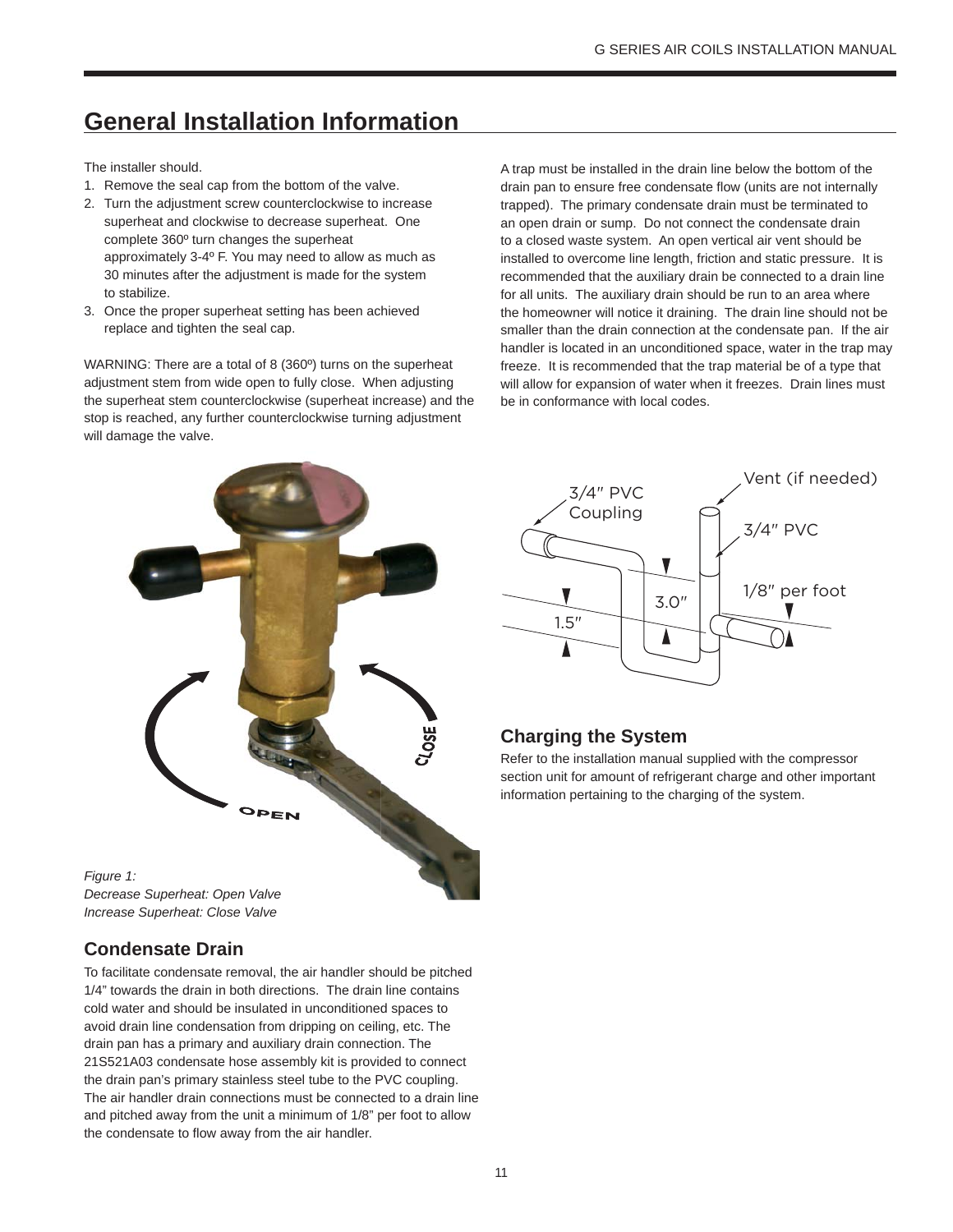## General Installation Information

The installer should.

1. Remove the seal cap from the bottom of the valve.
2. Turn the adjustment screw counterclockwise to increase superheat and clockwise to decrease superheat. One complete 360º turn changes the superheat approximately 3-4º F. You may need to allow as much as 30 minutes after the adjustment is made for the system to stabilize.
3. Once the proper superheat setting has been achieved replace and tighten the seal cap.

WARNING: There are a total of 8 (360º) turns on the superheat adjustment stem from wide open to fully close. When adjusting the superheat stem counterclockwise (superheat increase) and the stop is reached, any further counterclockwise turning adjustment will damage the valve.

*Figure 1:*
*Decrease Superheat: Open Valve*
*Increase Superheat: Close Valve*

### Condensate Drain

To facilitate condensate removal, the air handler should be pitched 1/4" towards the drain in both directions. The drain line contains cold water and should be insulated in unconditioned spaces to avoid drain line condensation from dripping on ceiling, etc. The drain pan has a primary and auxiliary drain connection. The 21S521A03 condensate hose assembly kit is provided to connect the drain pan's primary stainless steel tube to the PVC coupling. The air handler drain connections must be connected to a drain line and pitched away from the unit a minimum of 1/8" per foot to allow the condensate to flow away from the air handler.

A trap must be installed in the drain line below the bottom of the drain pan to ensure free condensate flow (units are not internally trapped). The primary condensate drain must be terminated to an open drain or sump. Do not connect the condensate drain to a closed waste system. An open vertical air vent should be installed to overcome line length, friction and static pressure. It is recommended that the auxiliary drain be connected to a drain line for all units. The auxiliary drain should be run to an area where the homeowner will notice it draining. The drain line should not be smaller than the drain connection at the condensate pan. If the air handler is located in an unconditioned space, water in the trap may freeze. It is recommended that the trap material be of a type that will allow for expansion of water when it freezes. Drain lines must be in conformance with local codes.

### Charging the System

Refer to the installation manual supplied with the compressor section unit for amount of refrigerant charge and other important information pertaining to the charging of the system.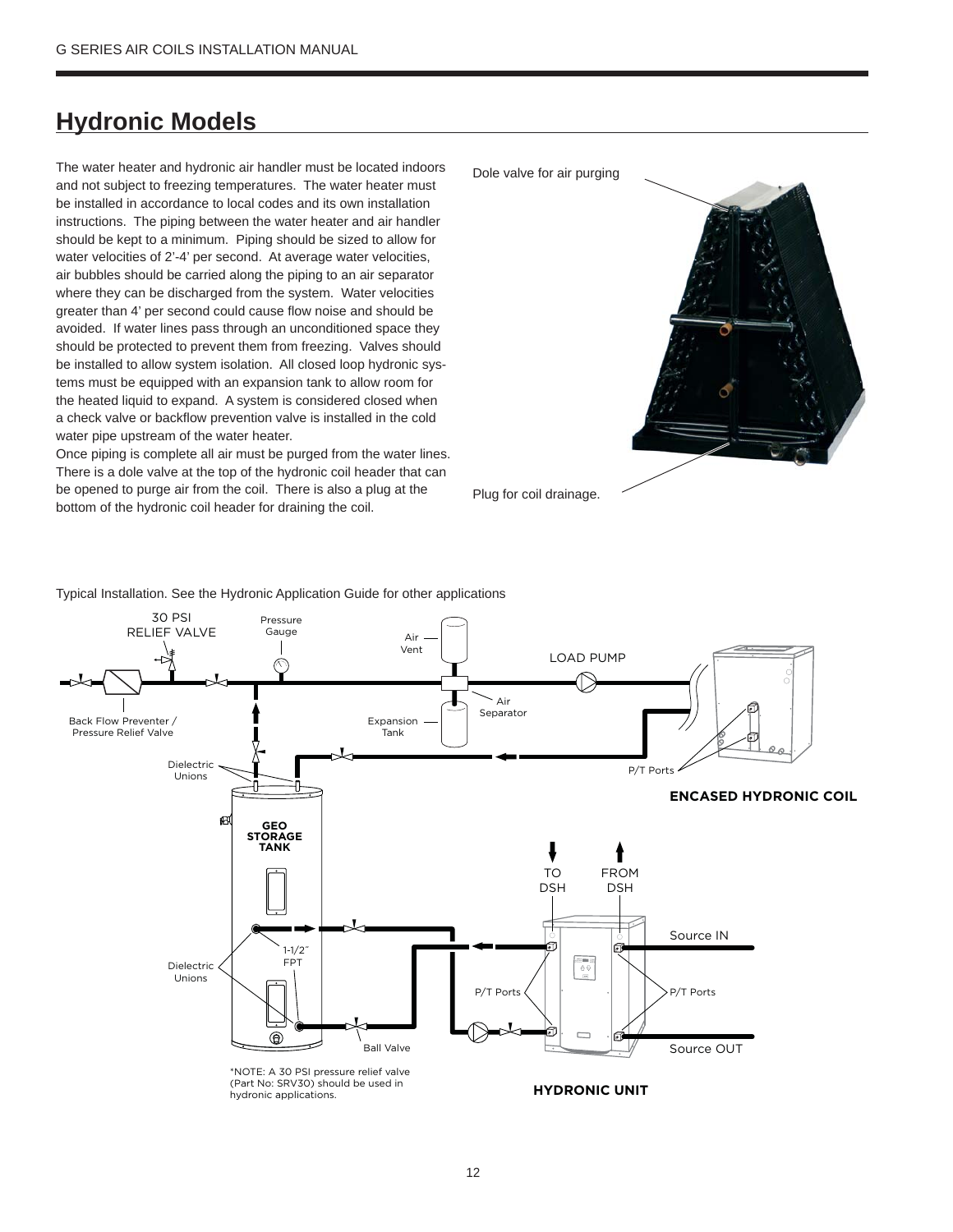## Hydronic Models

The water heater and hydronic air handler must be located indoors and not subject to freezing temperatures. The water heater must be installed in accordance to local codes and its own installation instructions. The piping between the water heater and air handler should be kept to a minimum. Piping should be sized to allow for water velocities of 2'-4' per second. At average water velocities, air bubbles should be carried along the piping to an air separator where they can be discharged from the system. Water velocities greater than 4' per second could cause flow noise and should be avoided. If water lines pass through an unconditioned space they should be protected to prevent them from freezing. Valves should be installed to allow system isolation. All closed loop hydronic systems must be equipped with an expansion tank to allow room for the heated liquid to expand. A system is considered closed when a check valve or backflow prevention valve is installed in the cold water pipe upstream of the water heater.

Once piping is complete all air must be purged from the water lines. There is a dole valve at the top of the hydronic coil header that can be opened to purge air from the coil. There is also a plug at the bottom of the hydronic coil header for draining the coil.

Dole valve for air purging

Plug for coil drainage.

Typical Installation. See the Hydronic Application Guide for other applications

30 PSI RELIEF VALVE

Pressure Gauge

Air Vent

LOAD PUMP

Air Separator

Expansion Tank

Back Flow Preventer / Pressure Relief Valve

Dielectric Unions

P/T Ports

**ENCASED HYDRONIC COIL**

**GEO STORAGE TANK**

TO DSH

FROM DSH

1-1/2" FPT

Dielectric Unions

Source IN

P/T Ports

P/T Ports

Ball Valve

Source OUT

*NOTE: A 30 PSI pressure relief valve (Part No: SRV30) should be used in hydronic applications.

**HYDRONIC UNIT**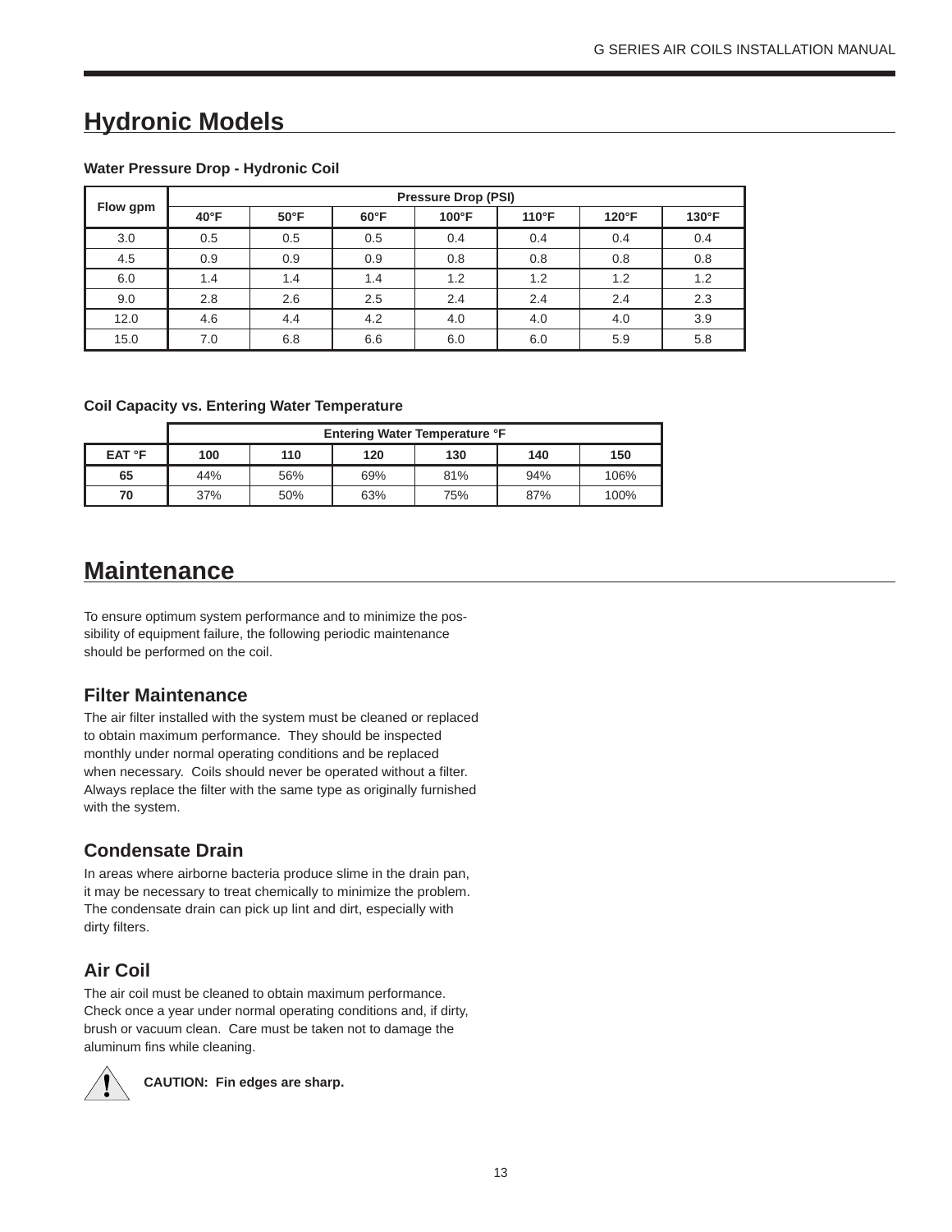# Hydronic Models

**Water Pressure Drop - Hydronic Coil**

| Flow gpm | Pressure Drop (PSI) | | | | | | |
|---|---|---|---|---|---|---|---|
| | 40°F | 50°F | 60°F | 100°F | 110°F | 120°F | 130°F |
| 3.0 | 0.5 | 0.5 | 0.5 | 0.4 | 0.4 | 0.4 | 0.4 |
| 4.5 | 0.9 | 0.9 | 0.9 | 0.8 | 0.8 | 0.8 | 0.8 |
| 6.0 | 1.4 | 1.4 | 1.4 | 1.2 | 1.2 | 1.2 | 1.2 |
| 9.0 | 2.8 | 2.6 | 2.5 | 2.4 | 2.4 | 2.4 | 2.3 |
| 12.0 | 4.6 | 4.4 | 4.2 | 4.0 | 4.0 | 4.0 | 3.9 |
| 15.0 | 7.0 | 6.8 | 6.6 | 6.0 | 6.0 | 5.9 | 5.8 |

**Coil Capacity vs. Entering Water Temperature**

| | Entering Water Temperature °F | | | | | |
|---|---|---|---|---|---|---|
| **EAT °F** | **100** | **110** | **120** | **130** | **140** | **150** |
| **65** | 44% | 56% | 69% | 81% | 94% | 106% |
| **70** | 37% | 50% | 63% | 75% | 87% | 100% |

# Maintenance

To ensure optimum system performance and to minimize the possibility of equipment failure, the following periodic maintenance should be performed on the coil.

## Filter Maintenance

The air filter installed with the system must be cleaned or replaced to obtain maximum performance. They should be inspected monthly under normal operating conditions and be replaced when necessary. Coils should never be operated without a filter. Always replace the filter with the same type as originally furnished with the system.

## Condensate Drain

In areas where airborne bacteria produce slime in the drain pan, it may be necessary to treat chemically to minimize the problem. The condensate drain can pick up lint and dirt, especially with dirty filters.

## Air Coil

The air coil must be cleaned to obtain maximum performance. Check once a year under normal operating conditions and, if dirty, brush or vacuum clean. Care must be taken not to damage the aluminum fins while cleaning.

**CAUTION: Fin edges are sharp.**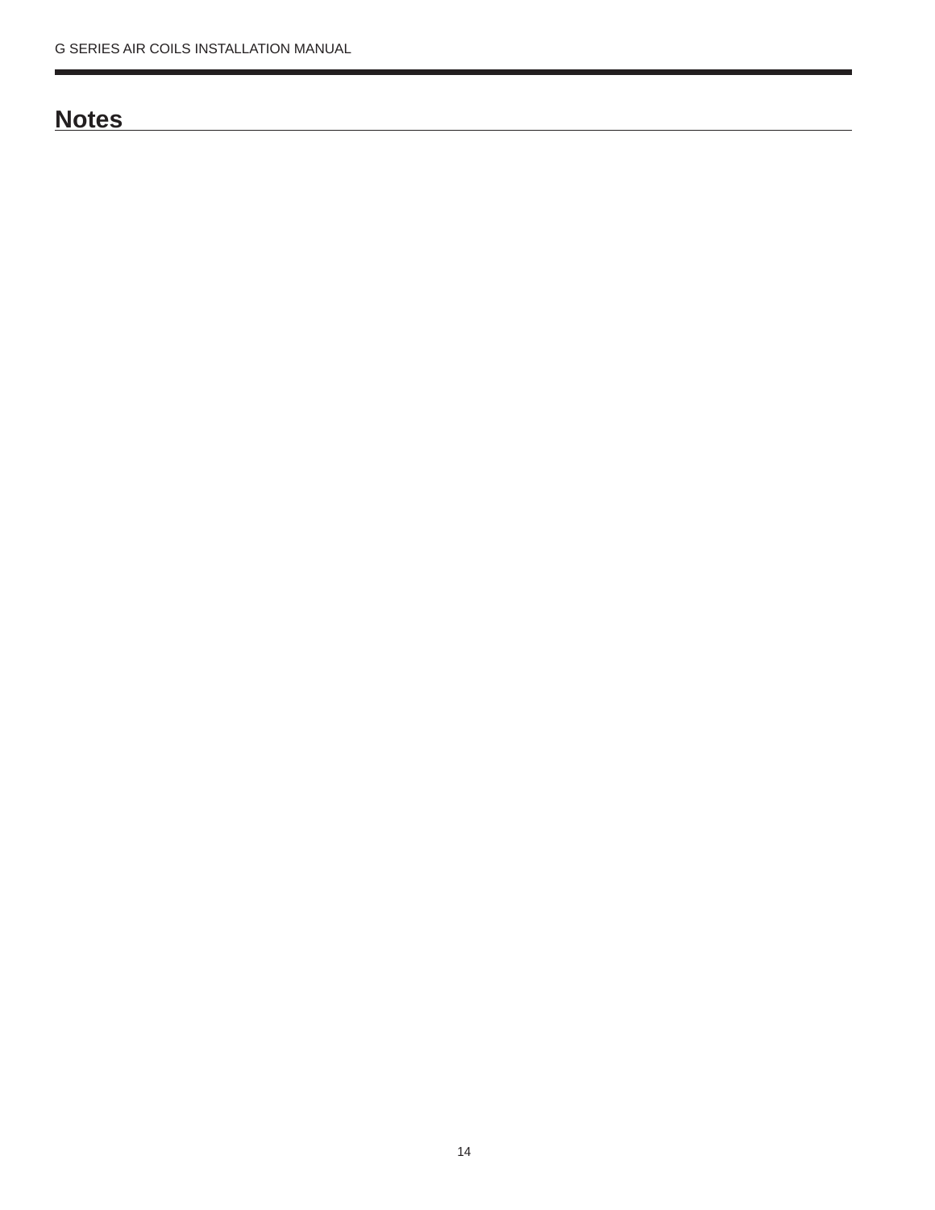## Notes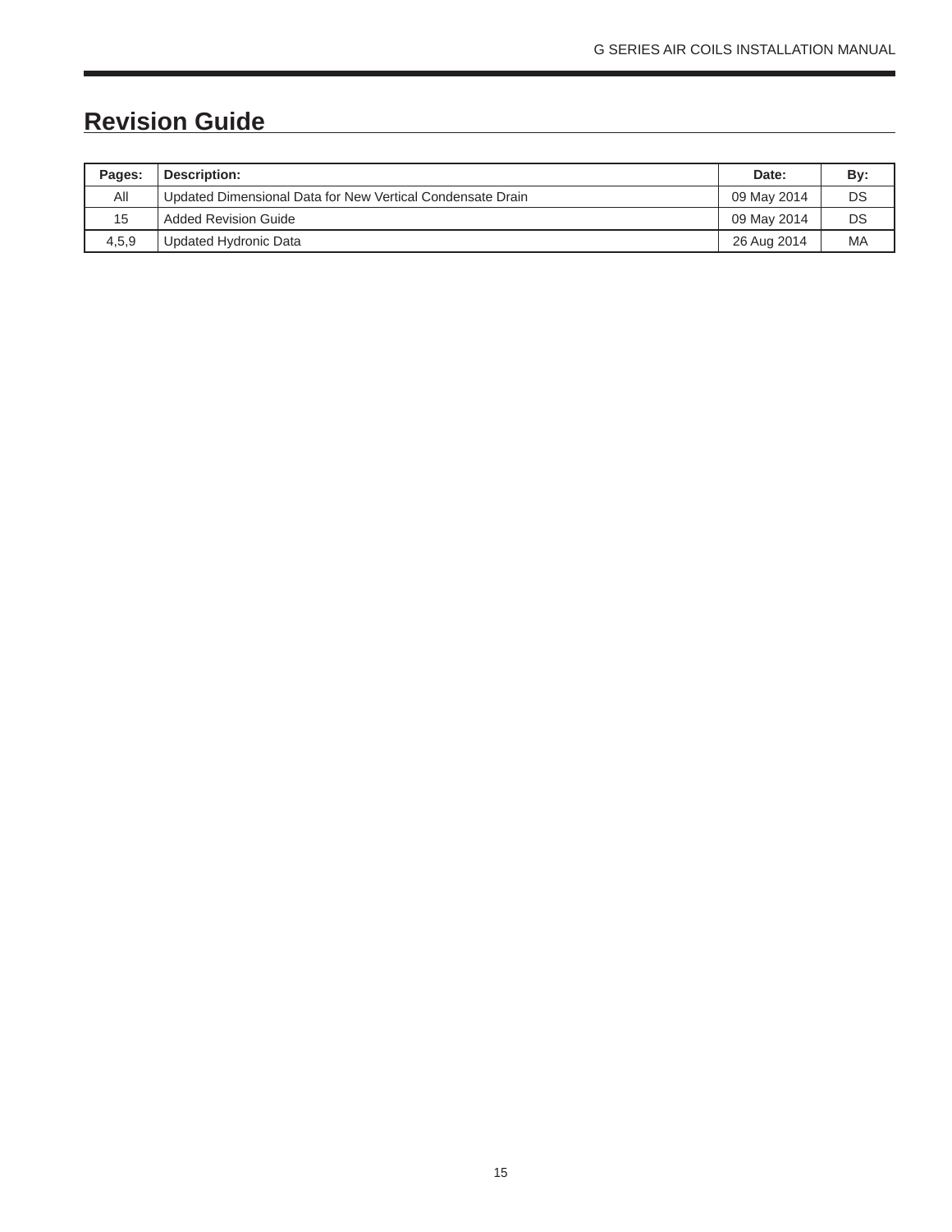## Revision Guide

| Pages: | Description: | Date: | By: |
|---|---|---|---|
| All | Updated Dimensional Data for New Vertical Condensate Drain | 09 May 2014 | DS |
| 15 | Added Revision Guide | 09 May 2014 | DS |
| 4,5,9 | Updated Hydronic Data | 26 Aug 2014 | MA |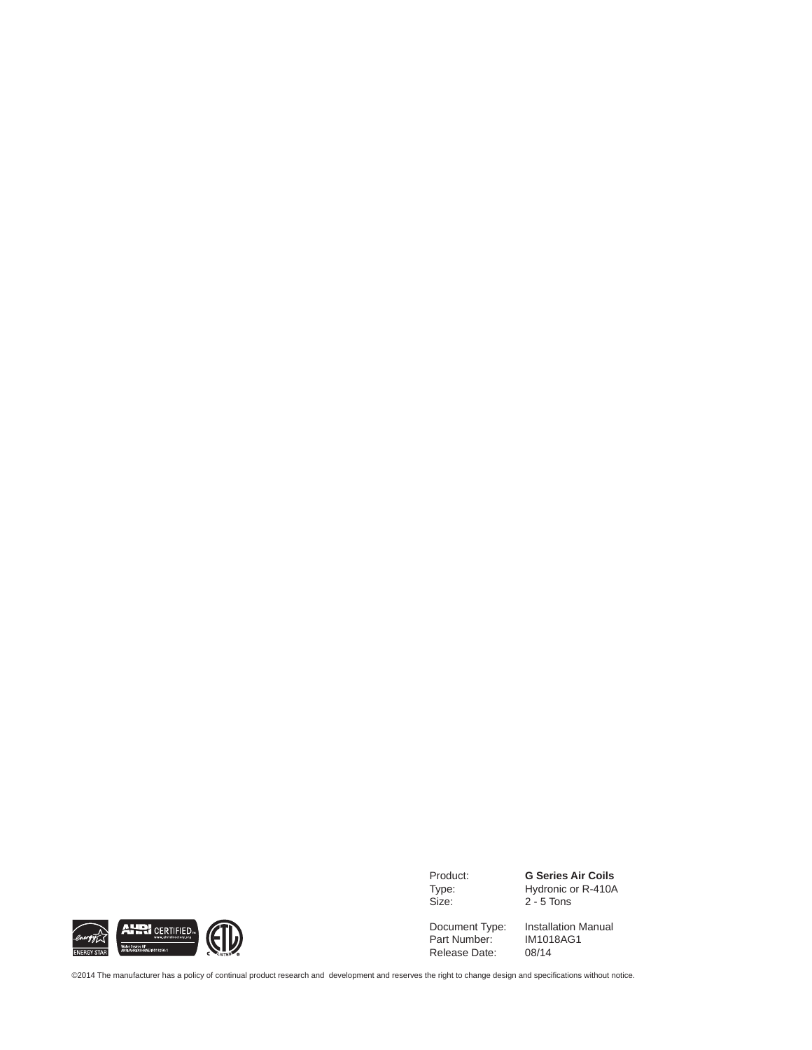| | |
|---|---|
| Product: | **G Series Air Coils** |
| Type: | Hydronic or R-410A |
| Size: | 2 - 5 Tons |
| Document Type: | Installation Manual |
| Part Number: | IM1018AG1 |
| Release Date: | 08/14 |

©2014 The manufacturer has a policy of continual product research and development and reserves the right to change design and specifications without notice.